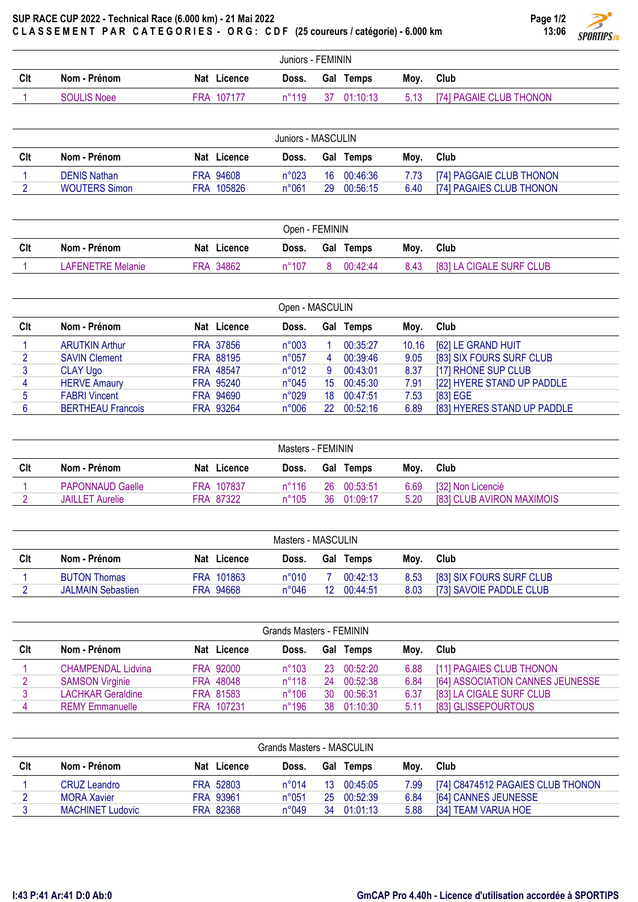# SUP RACE CUP 2022 - Technical Race (6.000 km) - 21 Mai 2022

**C L A S S E M E N T   P A R   C A T E G O R I E S -   O R G :   C D F   (25 coureurs / catégorie) - 6.000 km**

13:06

## Juniors - FEMININ

| Clt | Nom - Prénom | Nat | Licence | Doss. | Gal | Temps | Moy. | Club |
|---|---|---|---|---|---|---|---|---|
| 1 | SOULIS Noee | FRA | 107177 | n°119 | 37 | 01:10:13 | 5.13 | [74] PAGAIE CLUB THONON |

## Juniors - MASCULIN

| Clt | Nom - Prénom | Nat | Licence | Doss. | Gal | Temps | Moy. | Club |
|---|---|---|---|---|---|---|---|---|
| 1 | DENIS Nathan | FRA | 94608 | n°023 | 16 | 00:46:36 | 7.73 | [74] PAGGAIE CLUB THONON |
| 2 | WOUTERS Simon | FRA | 105826 | n°061 | 29 | 00:56:15 | 6.40 | [74] PAGAIES CLUB THONON |

## Open - FEMININ

| Clt | Nom - Prénom | Nat | Licence | Doss. | Gal | Temps | Moy. | Club |
|---|---|---|---|---|---|---|---|---|
| 1 | LAFENETRE Melanie | FRA | 34862 | n°107 | 8 | 00:42:44 | 8.43 | [83] LA CIGALE SURF CLUB |

## Open - MASCULIN

| Clt | Nom - Prénom | Nat | Licence | Doss. | Gal | Temps | Moy. | Club |
|---|---|---|---|---|---|---|---|---|
| 1 | ARUTKIN Arthur | FRA | 37856 | n°003 | 1 | 00:35:27 | 10.16 | [62] LE GRAND HUIT |
| 2 | SAVIN Clement | FRA | 88195 | n°057 | 4 | 00:39:46 | 9.05 | [83] SIX FOURS SURF CLUB |
| 3 | CLAY Ugo | FRA | 48547 | n°012 | 9 | 00:43:01 | 8.37 | [17] RHONE SUP CLUB |
| 4 | HERVE Amaury | FRA | 95240 | n°045 | 15 | 00:45:30 | 7.91 | [22] HYERE STAND UP PADDLE |
| 5 | FABRI Vincent | FRA | 94690 | n°029 | 18 | 00:47:51 | 7.53 | [83] EGE |
| 6 | BERTHEAU Francois | FRA | 93264 | n°006 | 22 | 00:52:16 | 6.89 | [83] HYERES STAND UP PADDLE |

## Masters - FEMININ

| Clt | Nom - Prénom | Nat | Licence | Doss. | Gal | Temps | Moy. | Club |
|---|---|---|---|---|---|---|---|---|
| 1 | PAPONNAUD Gaelle | FRA | 107837 | n°116 | 26 | 00:53:51 | 6.69 | [32] Non Licencié |
| 2 | JAILLET Aurelie | FRA | 87322 | n°105 | 36 | 01:09:17 | 5.20 | [83] CLUB AVIRON MAXIMOIS |

## Masters - MASCULIN

| Clt | Nom - Prénom | Nat | Licence | Doss. | Gal | Temps | Moy. | Club |
|---|---|---|---|---|---|---|---|---|
| 1 | BUTON Thomas | FRA | 101863 | n°010 | 7 | 00:42:13 | 8.53 | [83] SIX FOURS SURF CLUB |
| 2 | JALMAIN Sebastien | FRA | 94668 | n°046 | 12 | 00:44:51 | 8.03 | [73] SAVOIE PADDLE CLUB |

## Grands Masters - FEMININ

| Clt | Nom - Prénom | Nat | Licence | Doss. | Gal | Temps | Moy. | Club |
|---|---|---|---|---|---|---|---|---|
| 1 | CHAMPENDAL Lidvina | FRA | 92000 | n°103 | 23 | 00:52:20 | 6.88 | [11] PAGAIES CLUB THONON |
| 2 | SAMSON Virginie | FRA | 48048 | n°118 | 24 | 00:52:38 | 6.84 | [64] ASSOCIATION CANNES JEUNESSE |
| 3 | LACHKAR Geraldine | FRA | 81583 | n°106 | 30 | 00:56:31 | 6.37 | [83] LA CIGALE SURF CLUB |
| 4 | REMY Emmanuelle | FRA | 107231 | n°196 | 38 | 01:10:30 | 5.11 | [83] GLISSEPOURTOUS |

## Grands Masters - MASCULIN

| Clt | Nom - Prénom | Nat | Licence | Doss. | Gal | Temps | Moy. | Club |
|---|---|---|---|---|---|---|---|---|
| 1 | CRUZ Leandro | FRA | 52803 | n°014 | 13 | 00:45:05 | 7.99 | [74] C8474512 PAGAIES CLUB THONON |
| 2 | MORA Xavier | FRA | 93961 | n°051 | 25 | 00:52:39 | 6.84 | [64] CANNES JEUNESSE |
| 3 | MACHINET Ludovic | FRA | 82368 | n°049 | 34 | 01:01:13 | 5.88 | [34] TEAM VARUA HOE |

I:43 P:41 Ar:41 D:0 Ab:0

GmCAP Pro 4.40h - Licence d'utilisation accordée à SPORTIPS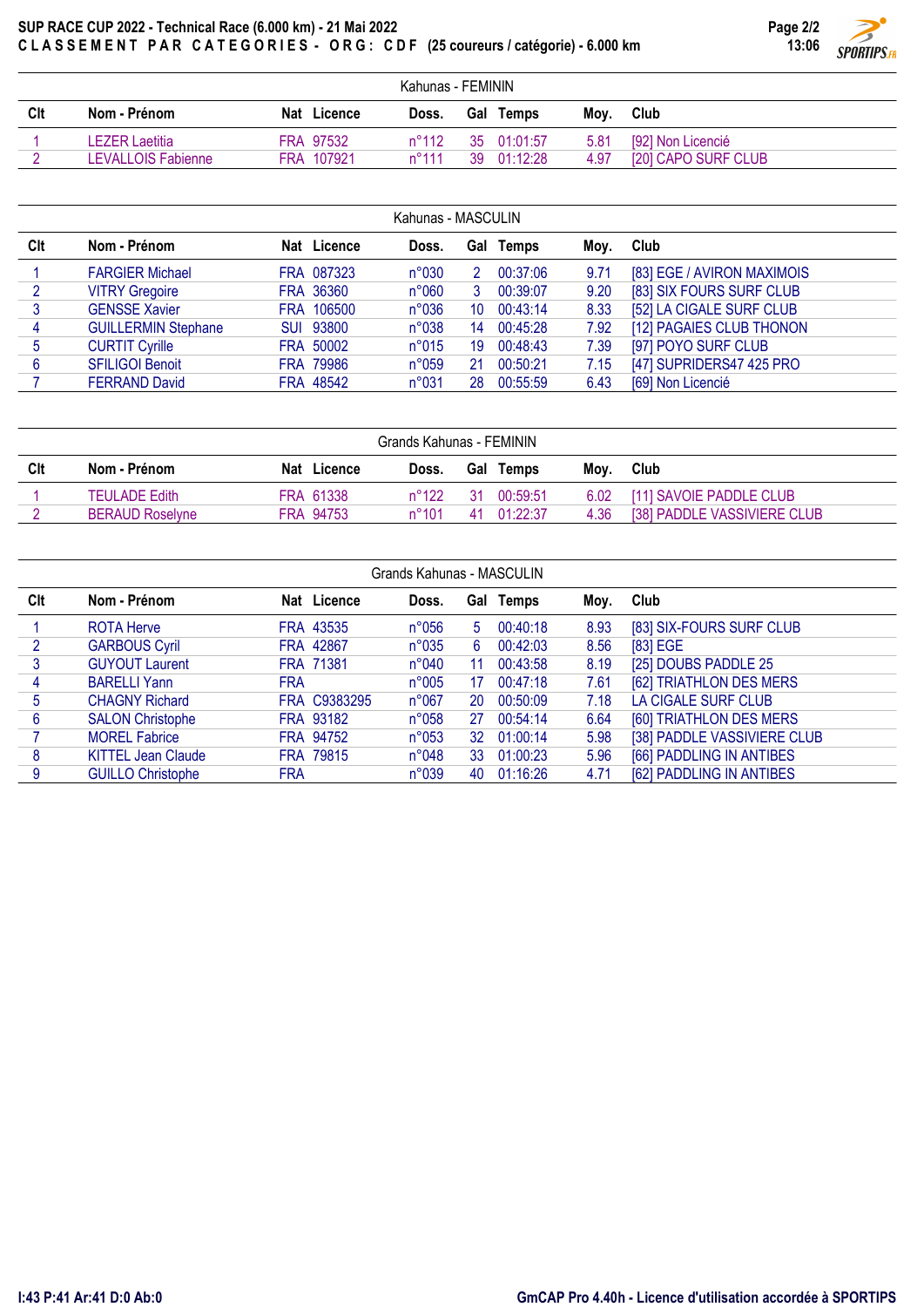SUP RACE CUP 2022 - Technical Race (6.000 km) - 21 Mai 2022

CLASSEMENT PAR CATEGORIES - ORG: CDF (25 coureurs / catégorie) - 6.000 km

### Kahunas - FEMININ

| Clt | Nom - Prénom | Nat | Licence | Doss. | Gal | Temps | Moy. | Club |
|---|---|---|---|---|---|---|---|---|
| 1 | LEZER Laetitia | FRA | 97532 | n°112 | 35 | 01:01:57 | 5.81 | [92] Non Licencié |
| 2 | LEVALLOIS Fabienne | FRA | 107921 | n°111 | 39 | 01:12:28 | 4.97 | [20] CAPO SURF CLUB |

### Kahunas - MASCULIN

| Clt | Nom - Prénom | Nat | Licence | Doss. | Gal | Temps | Moy. | Club |
|---|---|---|---|---|---|---|---|---|
| 1 | FARGIER Michael | FRA | 087323 | n°030 | 2 | 00:37:06 | 9.71 | [83] EGE / AVIRON MAXIMOIS |
| 2 | VITRY Gregoire | FRA | 36360 | n°060 | 3 | 00:39:07 | 9.20 | [83] SIX FOURS SURF CLUB |
| 3 | GENSSE Xavier | FRA | 106500 | n°036 | 10 | 00:43:14 | 8.33 | [52] LA CIGALE SURF CLUB |
| 4 | GUILLERMIN Stephane | SUI | 93800 | n°038 | 14 | 00:45:28 | 7.92 | [12] PAGAIES CLUB THONON |
| 5 | CURTIT Cyrille | FRA | 50002 | n°015 | 19 | 00:48:43 | 7.39 | [97] POYO SURF CLUB |
| 6 | SFILIGOI Benoit | FRA | 79986 | n°059 | 21 | 00:50:21 | 7.15 | [47] SUPRIDERS47 425 PRO |
| 7 | FERRAND David | FRA | 48542 | n°031 | 28 | 00:55:59 | 6.43 | [69] Non Licencié |

### Grands Kahunas - FEMININ

| Clt | Nom - Prénom | Nat | Licence | Doss. | Gal | Temps | Moy. | Club |
|---|---|---|---|---|---|---|---|---|
| 1 | TEULADE Edith | FRA | 61338 | n°122 | 31 | 00:59:51 | 6.02 | [11] SAVOIE PADDLE CLUB |
| 2 | BERAUD Roselyne | FRA | 94753 | n°101 | 41 | 01:22:37 | 4.36 | [38] PADDLE VASSIVIERE CLUB |

### Grands Kahunas - MASCULIN

| Clt | Nom - Prénom | Nat | Licence | Doss. | Gal | Temps | Moy. | Club |
|---|---|---|---|---|---|---|---|---|
| 1 | ROTA Herve | FRA | 43535 | n°056 | 5 | 00:40:18 | 8.93 | [83] SIX-FOURS SURF CLUB |
| 2 | GARBOUS Cyril | FRA | 42867 | n°035 | 6 | 00:42:03 | 8.56 | [83] EGE |
| 3 | GUYOUT Laurent | FRA | 71381 | n°040 | 11 | 00:43:58 | 8.19 | [25] DOUBS PADDLE 25 |
| 4 | BARELLI Yann | FRA | | n°005 | 17 | 00:47:18 | 7.61 | [62] TRIATHLON DES MERS |
| 5 | CHAGNY Richard | FRA | C9383295 | n°067 | 20 | 00:50:09 | 7.18 | LA CIGALE SURF CLUB |
| 6 | SALON Christophe | FRA | 93182 | n°058 | 27 | 00:54:14 | 6.64 | [60] TRIATHLON DES MERS |
| 7 | MOREL Fabrice | FRA | 94752 | n°053 | 32 | 01:00:14 | 5.98 | [38] PADDLE VASSIVIERE CLUB |
| 8 | KITTEL Jean Claude | FRA | 79815 | n°048 | 33 | 01:00:23 | 5.96 | [66] PADDLING IN ANTIBES |
| 9 | GUILLO Christophe | FRA | | n°039 | 40 | 01:16:26 | 4.71 | [62] PADDLING IN ANTIBES |

I:43 P:41 Ar:41 D:0 Ab:0

GmCAP Pro 4.40h - Licence d'utilisation accordée à SPORTIPS